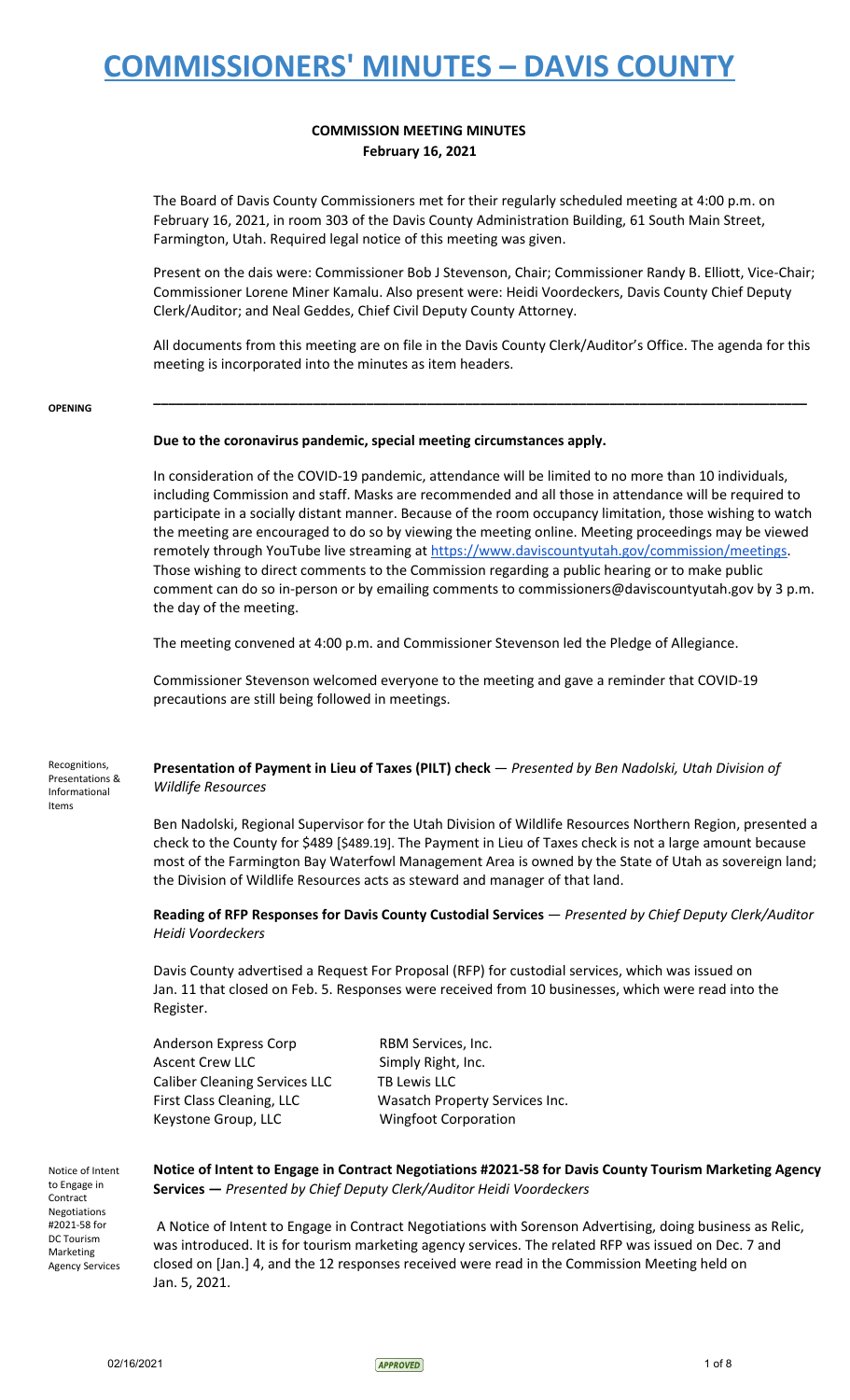# COMMISSIONERS' MINUTES – DAVIS COUNTY

**COMMISSION MEETING MINUTES**
**February 16, 2021**

The Board of Davis County Commissioners met for their regularly scheduled meeting at 4:00 p.m. on February 16, 2021, in room 303 of the Davis County Administration Building, 61 South Main Street, Farmington, Utah. Required legal notice of this meeting was given.

Present on the dais were: Commissioner Bob J Stevenson, Chair; Commissioner Randy B. Elliott, Vice-Chair; Commissioner Lorene Miner Kamalu. Also present were: Heidi Voordeckers, Davis County Chief Deputy Clerk/Auditor; and Neal Geddes, Chief Civil Deputy County Attorney.

All documents from this meeting are on file in the Davis County Clerk/Auditor's Office. The agenda for this meeting is incorporated into the minutes as item headers.

---

OPENING

**Due to the coronavirus pandemic, special meeting circumstances apply.**

In consideration of the COVID-19 pandemic, attendance will be limited to no more than 10 individuals, including Commission and staff. Masks are recommended and all those in attendance will be required to participate in a socially distant manner. Because of the room occupancy limitation, those wishing to watch the meeting are encouraged to do so by viewing the meeting online. Meeting proceedings may be viewed remotely through YouTube live streaming at https://www.daviscountyutah.gov/commission/meetings. Those wishing to direct comments to the Commission regarding a public hearing or to make public comment can do so in-person or by emailing comments to commissioners@daviscountyutah.gov by 3 p.m. the day of the meeting.

The meeting convened at 4:00 p.m. and Commissioner Stevenson led the Pledge of Allegiance.

Commissioner Stevenson welcomed everyone to the meeting and gave a reminder that COVID-19 precautions are still being followed in meetings.

Recognitions, Presentations & Informational Items

**Presentation of Payment in Lieu of Taxes (PILT) check** — *Presented by Ben Nadolski, Utah Division of Wildlife Resources*

Ben Nadolski, Regional Supervisor for the Utah Division of Wildlife Resources Northern Region, presented a check to the County for $489 [$489.19]. The Payment in Lieu of Taxes check is not a large amount because most of the Farmington Bay Waterfowl Management Area is owned by the State of Utah as sovereign land; the Division of Wildlife Resources acts as steward and manager of that land.

**Reading of RFP Responses for Davis County Custodial Services** — *Presented by Chief Deputy Clerk/Auditor Heidi Voordeckers*

Davis County advertised a Request For Proposal (RFP) for custodial services, which was issued on Jan. 11 that closed on Feb. 5. Responses were received from 10 businesses, which were read into the Register.

| | |
|---|---|
| Anderson Express Corp | RBM Services, Inc. |
| Ascent Crew LLC | Simply Right, Inc. |
| Caliber Cleaning Services LLC | TB Lewis LLC |
| First Class Cleaning, LLC | Wasatch Property Services Inc. |
| Keystone Group, LLC | Wingfoot Corporation |

Notice of Intent to Engage in Contract Negotiations #2021-58 for DC Tourism Marketing Agency Services

**Notice of Intent to Engage in Contract Negotiations #2021-58 for Davis County Tourism Marketing Agency Services —** *Presented by Chief Deputy Clerk/Auditor Heidi Voordeckers*

A Notice of Intent to Engage in Contract Negotiations with Sorenson Advertising, doing business as Relic, was introduced. It is for tourism marketing agency services. The related RFP was issued on Dec. 7 and closed on [Jan.] 4, and the 12 responses received were read in the Commission Meeting held on Jan. 5, 2021.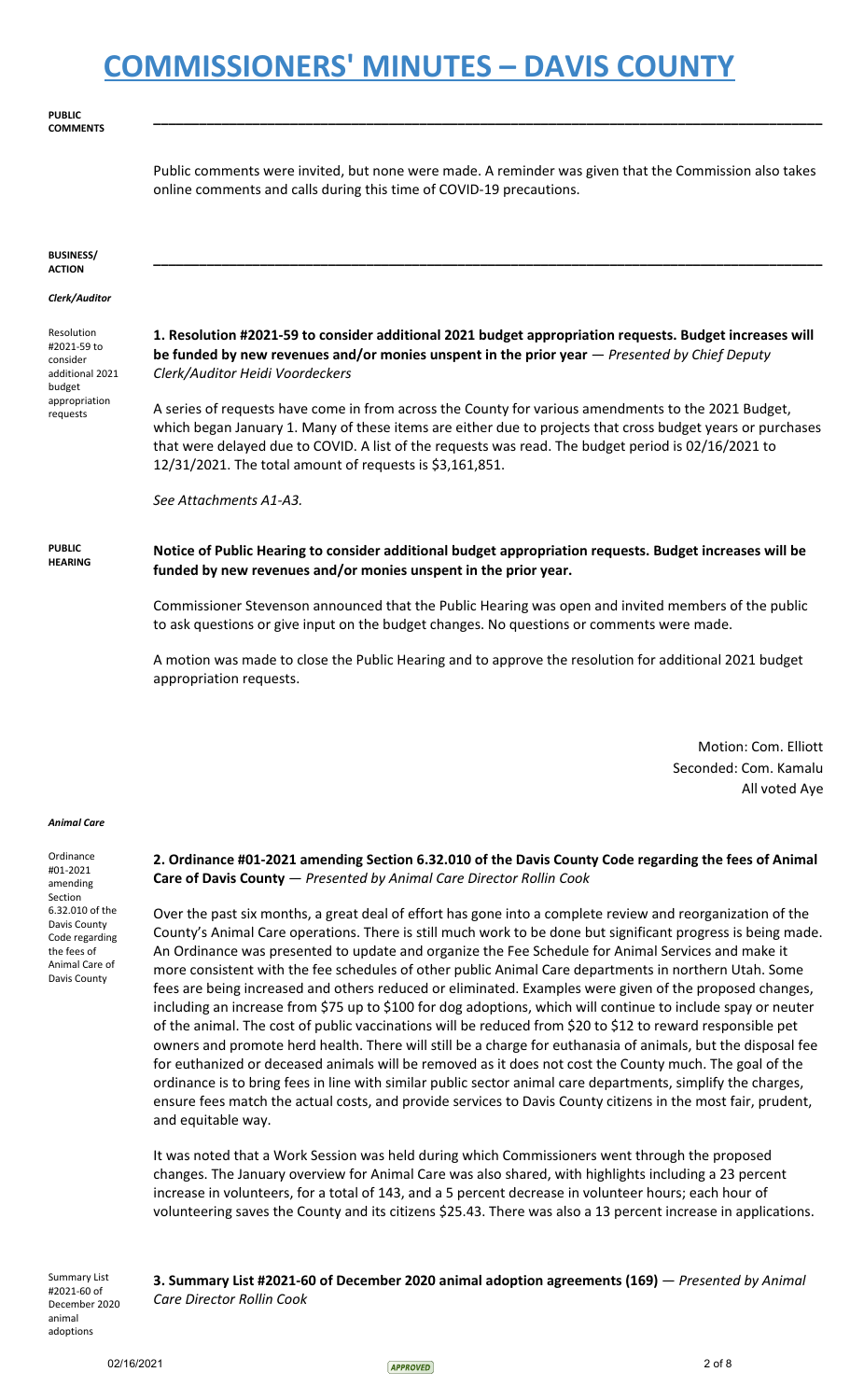**PUBLIC COMMENTS**

Public comments were invited, but none were made. A reminder was given that the Commission also takes online comments and calls during this time of COVID-19 precautions.

**BUSINESS/ ACTION**

***Clerk/Auditor***

Resolution #2021-59 to consider additional 2021 budget appropriation requests

**1. Resolution #2021-59 to consider additional 2021 budget appropriation requests. Budget increases will be funded by new revenues and/or monies unspent in the prior year** — *Presented by Chief Deputy Clerk/Auditor Heidi Voordeckers*

A series of requests have come in from across the County for various amendments to the 2021 Budget, which began January 1. Many of these items are either due to projects that cross budget years or purchases that were delayed due to COVID. A list of the requests was read. The budget period is 02/16/2021 to 12/31/2021. The total amount of requests is $3,161,851.

*See Attachments A1-A3.*

**PUBLIC HEARING**

**Notice of Public Hearing to consider additional budget appropriation requests. Budget increases will be funded by new revenues and/or monies unspent in the prior year.**

Commissioner Stevenson announced that the Public Hearing was open and invited members of the public to ask questions or give input on the budget changes. No questions or comments were made.

A motion was made to close the Public Hearing and to approve the resolution for additional 2021 budget appropriation requests.

Motion: Com. Elliott
Seconded: Com. Kamalu
All voted Aye

***Animal Care***

Ordinance #01-2021 amending Section 6.32.010 of the Davis County Code regarding the fees of Animal Care of Davis County

**2. Ordinance #01-2021 amending Section 6.32.010 of the Davis County Code regarding the fees of Animal Care of Davis County** — *Presented by Animal Care Director Rollin Cook*

Over the past six months, a great deal of effort has gone into a complete review and reorganization of the County's Animal Care operations. There is still much work to be done but significant progress is being made. An Ordinance was presented to update and organize the Fee Schedule for Animal Services and make it more consistent with the fee schedules of other public Animal Care departments in northern Utah. Some fees are being increased and others reduced or eliminated. Examples were given of the proposed changes, including an increase from $75 up to $100 for dog adoptions, which will continue to include spay or neuter of the animal. The cost of public vaccinations will be reduced from $20 to $12 to reward responsible pet owners and promote herd health. There will still be a charge for euthanasia of animals, but the disposal fee for euthanized or deceased animals will be removed as it does not cost the County much. The goal of the ordinance is to bring fees in line with similar public sector animal care departments, simplify the charges, ensure fees match the actual costs, and provide services to Davis County citizens in the most fair, prudent, and equitable way.

It was noted that a Work Session was held during which Commissioners went through the proposed changes. The January overview for Animal Care was also shared, with highlights including a 23 percent increase in volunteers, for a total of 143, and a 5 percent decrease in volunteer hours; each hour of volunteering saves the County and its citizens $25.43. There was also a 13 percent increase in applications.

Summary List #2021-60 of December 2020 animal adoptions

**3. Summary List #2021-60 of December 2020 animal adoption agreements (169)** — *Presented by Animal Care Director Rollin Cook*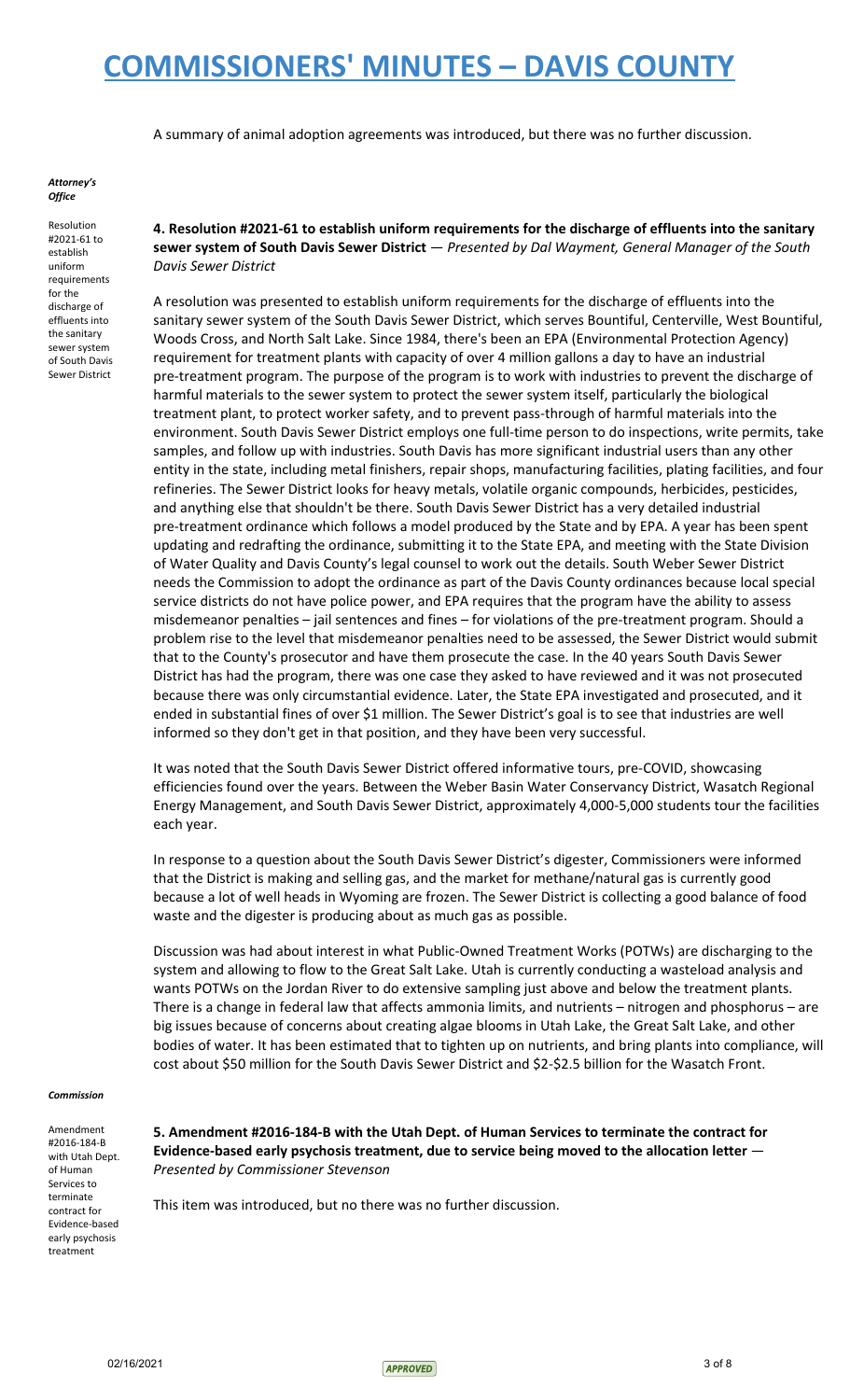A summary of animal adoption agreements was introduced, but there was no further discussion.

***Attorney's Office***

Resolution #2021-61 to establish uniform requirements for the discharge of effluents into the sanitary sewer system of South Davis Sewer District

**4. Resolution #2021-61 to establish uniform requirements for the discharge of effluents into the sanitary sewer system of South Davis Sewer District** — *Presented by Dal Wayment, General Manager of the South Davis Sewer District*

A resolution was presented to establish uniform requirements for the discharge of effluents into the sanitary sewer system of the South Davis Sewer District, which serves Bountiful, Centerville, West Bountiful, Woods Cross, and North Salt Lake. Since 1984, there's been an EPA (Environmental Protection Agency) requirement for treatment plants with capacity of over 4 million gallons a day to have an industrial pre-treatment program. The purpose of the program is to work with industries to prevent the discharge of harmful materials to the sewer system to protect the sewer system itself, particularly the biological treatment plant, to protect worker safety, and to prevent pass-through of harmful materials into the environment. South Davis Sewer District employs one full-time person to do inspections, write permits, take samples, and follow up with industries. South Davis has more significant industrial users than any other entity in the state, including metal finishers, repair shops, manufacturing facilities, plating facilities, and four refineries. The Sewer District looks for heavy metals, volatile organic compounds, herbicides, pesticides, and anything else that shouldn't be there. South Davis Sewer District has a very detailed industrial pre-treatment ordinance which follows a model produced by the State and by EPA. A year has been spent updating and redrafting the ordinance, submitting it to the State EPA, and meeting with the State Division of Water Quality and Davis County's legal counsel to work out the details. South Weber Sewer District needs the Commission to adopt the ordinance as part of the Davis County ordinances because local special service districts do not have police power, and EPA requires that the program have the ability to assess misdemeanor penalties – jail sentences and fines – for violations of the pre-treatment program. Should a problem rise to the level that misdemeanor penalties need to be assessed, the Sewer District would submit that to the County's prosecutor and have them prosecute the case. In the 40 years South Davis Sewer District has had the program, there was one case they asked to have reviewed and it was not prosecuted because there was only circumstantial evidence. Later, the State EPA investigated and prosecuted, and it ended in substantial fines of over $1 million. The Sewer District's goal is to see that industries are well informed so they don't get in that position, and they have been very successful.

It was noted that the South Davis Sewer District offered informative tours, pre-COVID, showcasing efficiencies found over the years. Between the Weber Basin Water Conservancy District, Wasatch Regional Energy Management, and South Davis Sewer District, approximately 4,000-5,000 students tour the facilities each year.

In response to a question about the South Davis Sewer District's digester, Commissioners were informed that the District is making and selling gas, and the market for methane/natural gas is currently good because a lot of well heads in Wyoming are frozen. The Sewer District is collecting a good balance of food waste and the digester is producing about as much gas as possible.

Discussion was had about interest in what Public-Owned Treatment Works (POTWs) are discharging to the system and allowing to flow to the Great Salt Lake. Utah is currently conducting a wasteload analysis and wants POTWs on the Jordan River to do extensive sampling just above and below the treatment plants. There is a change in federal law that affects ammonia limits, and nutrients – nitrogen and phosphorus – are big issues because of concerns about creating algae blooms in Utah Lake, the Great Salt Lake, and other bodies of water. It has been estimated that to tighten up on nutrients, and bring plants into compliance, will cost about $50 million for the South Davis Sewer District and $2-$2.5 billion for the Wasatch Front.

***Commission***

Amendment #2016-184-B with Utah Dept. of Human Services to terminate contract for Evidence-based early psychosis treatment

**5. Amendment #2016-184-B with the Utah Dept. of Human Services to terminate the contract for Evidence-based early psychosis treatment, due to service being moved to the allocation letter** — *Presented by Commissioner Stevenson*

This item was introduced, but no there was no further discussion.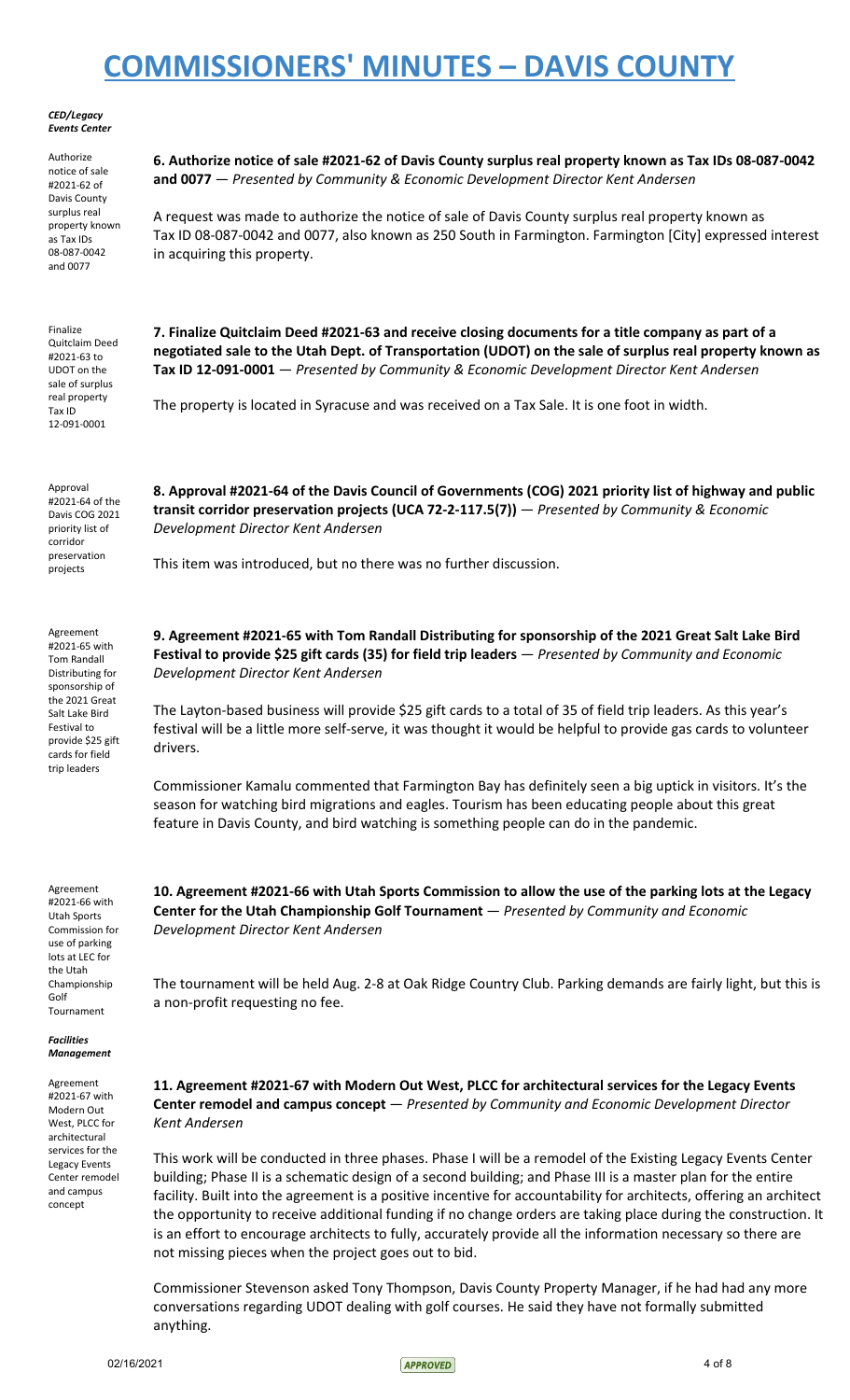*CED/Legacy Events Center*

Authorize notice of sale #2021-62 of Davis County surplus real property known as Tax IDs 08-087-0042 and 0077

**6. Authorize notice of sale #2021-62 of Davis County surplus real property known as Tax IDs 08-087-0042 and 0077** — *Presented by Community & Economic Development Director Kent Andersen*

A request was made to authorize the notice of sale of Davis County surplus real property known as Tax ID 08-087-0042 and 0077, also known as 250 South in Farmington. Farmington [City] expressed interest in acquiring this property.

Finalize Quitclaim Deed #2021-63 to UDOT on the sale of surplus real property Tax ID 12-091-0001

**7. Finalize Quitclaim Deed #2021-63 and receive closing documents for a title company as part of a negotiated sale to the Utah Dept. of Transportation (UDOT) on the sale of surplus real property known as Tax ID 12-091-0001** — *Presented by Community & Economic Development Director Kent Andersen*

The property is located in Syracuse and was received on a Tax Sale. It is one foot in width.

Approval #2021-64 of the Davis COG 2021 priority list of corridor preservation projects

**8. Approval #2021-64 of the Davis Council of Governments (COG) 2021 priority list of highway and public transit corridor preservation projects (UCA 72-2-117.5(7))** — *Presented by Community & Economic Development Director Kent Andersen*

This item was introduced, but no there was no further discussion.

Agreement #2021-65 with Tom Randall Distributing for sponsorship of the 2021 Great Salt Lake Bird Festival to provide $25 gift cards for field trip leaders

**9. Agreement #2021-65 with Tom Randall Distributing for sponsorship of the 2021 Great Salt Lake Bird Festival to provide $25 gift cards (35) for field trip leaders** — *Presented by Community and Economic Development Director Kent Andersen*

The Layton-based business will provide $25 gift cards to a total of 35 of field trip leaders. As this year's festival will be a little more self-serve, it was thought it would be helpful to provide gas cards to volunteer drivers.

Commissioner Kamalu commented that Farmington Bay has definitely seen a big uptick in visitors. It's the season for watching bird migrations and eagles. Tourism has been educating people about this great feature in Davis County, and bird watching is something people can do in the pandemic.

Agreement #2021-66 with Utah Sports Commission for use of parking lots at LEC for the Utah Championship Golf Tournament

**10. Agreement #2021-66 with Utah Sports Commission to allow the use of the parking lots at the Legacy Center for the Utah Championship Golf Tournament** — *Presented by Community and Economic Development Director Kent Andersen*

The tournament will be held Aug. 2-8 at Oak Ridge Country Club. Parking demands are fairly light, but this is a non-profit requesting no fee.

*Facilities Management*

Agreement #2021-67 with Modern Out West, PLCC for architectural services for the Legacy Events Center remodel and campus concept

**11. Agreement #2021-67 with Modern Out West, PLCC for architectural services for the Legacy Events Center remodel and campus concept** — *Presented by Community and Economic Development Director Kent Andersen*

This work will be conducted in three phases. Phase I will be a remodel of the Existing Legacy Events Center building; Phase II is a schematic design of a second building; and Phase III is a master plan for the entire facility. Built into the agreement is a positive incentive for accountability for architects, offering an architect the opportunity to receive additional funding if no change orders are taking place during the construction. It is an effort to encourage architects to fully, accurately provide all the information necessary so there are not missing pieces when the project goes out to bid.

Commissioner Stevenson asked Tony Thompson, Davis County Property Manager, if he had had any more conversations regarding UDOT dealing with golf courses. He said they have not formally submitted anything.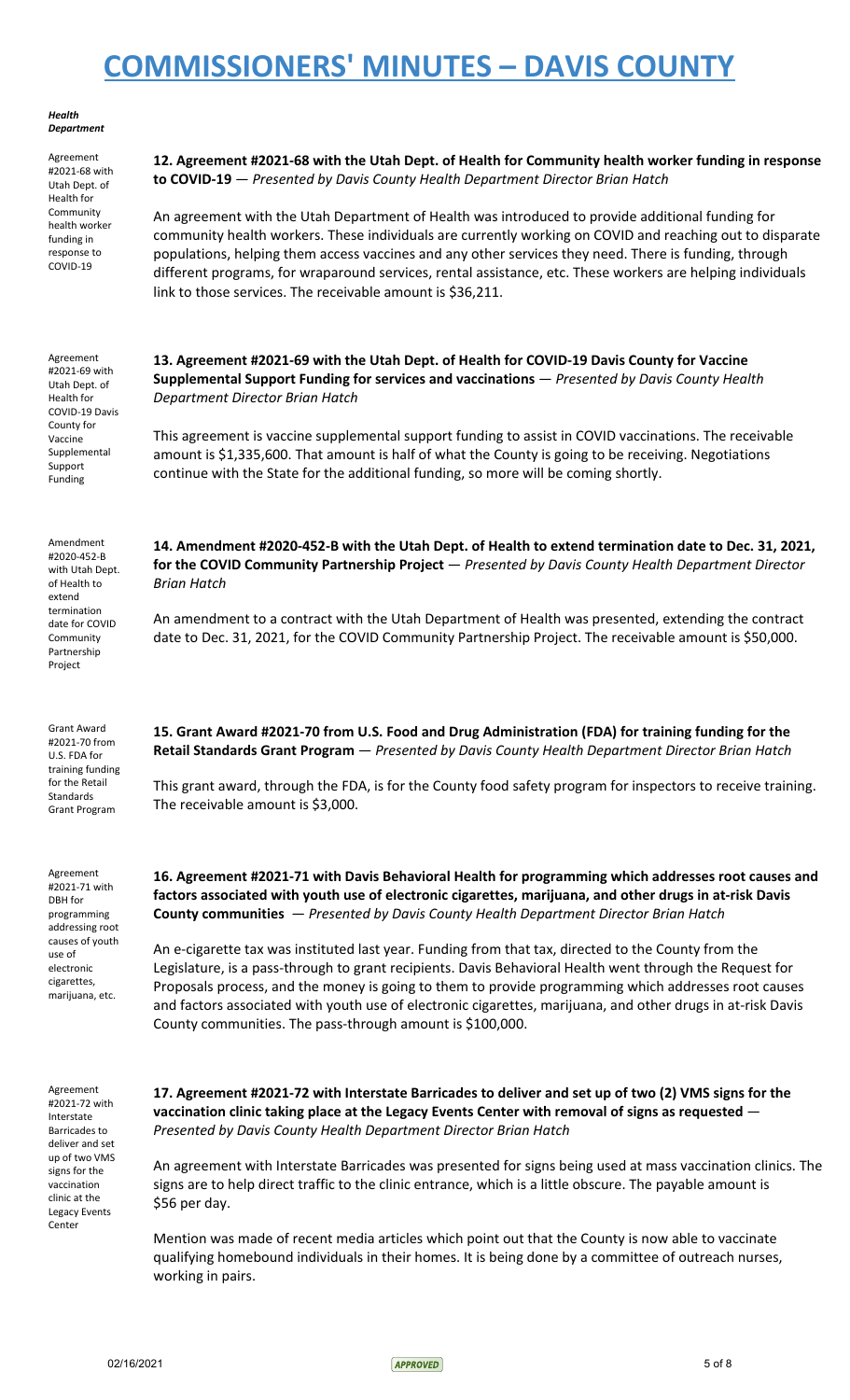*Health Department*

Agreement #2021-68 with Utah Dept. of Health for Community health worker funding in response to COVID-19

**12. Agreement #2021-68 with the Utah Dept. of Health for Community health worker funding in response to COVID-19** — *Presented by Davis County Health Department Director Brian Hatch*

An agreement with the Utah Department of Health was introduced to provide additional funding for community health workers. These individuals are currently working on COVID and reaching out to disparate populations, helping them access vaccines and any other services they need. There is funding, through different programs, for wraparound services, rental assistance, etc. These workers are helping individuals link to those services. The receivable amount is $36,211.

Agreement #2021-69 with Utah Dept. of Health for COVID-19 Davis County for Vaccine Supplemental Support Funding

**13. Agreement #2021-69 with the Utah Dept. of Health for COVID-19 Davis County for Vaccine Supplemental Support Funding for services and vaccinations** — *Presented by Davis County Health Department Director Brian Hatch*

This agreement is vaccine supplemental support funding to assist in COVID vaccinations. The receivable amount is $1,335,600. That amount is half of what the County is going to be receiving. Negotiations continue with the State for the additional funding, so more will be coming shortly.

Amendment #2020-452-B with Utah Dept. of Health to extend termination date for COVID Community Partnership Project

**14. Amendment #2020-452-B with the Utah Dept. of Health to extend termination date to Dec. 31, 2021, for the COVID Community Partnership Project** — *Presented by Davis County Health Department Director Brian Hatch*

An amendment to a contract with the Utah Department of Health was presented, extending the contract date to Dec. 31, 2021, for the COVID Community Partnership Project. The receivable amount is $50,000.

Grant Award #2021-70 from U.S. FDA for training funding for the Retail Standards Grant Program

**15. Grant Award #2021-70 from U.S. Food and Drug Administration (FDA) for training funding for the Retail Standards Grant Program** — *Presented by Davis County Health Department Director Brian Hatch*

This grant award, through the FDA, is for the County food safety program for inspectors to receive training. The receivable amount is $3,000.

Agreement #2021-71 with DBH for programming addressing root causes of youth use of electronic cigarettes, marijuana, etc.

**16. Agreement #2021-71 with Davis Behavioral Health for programming which addresses root causes and factors associated with youth use of electronic cigarettes, marijuana, and other drugs in at-risk Davis County communities** — *Presented by Davis County Health Department Director Brian Hatch*

An e-cigarette tax was instituted last year. Funding from that tax, directed to the County from the Legislature, is a pass-through to grant recipients. Davis Behavioral Health went through the Request for Proposals process, and the money is going to them to provide programming which addresses root causes and factors associated with youth use of electronic cigarettes, marijuana, and other drugs in at-risk Davis County communities. The pass-through amount is $100,000.

Agreement #2021-72 with Interstate Barricades to deliver and set up of two VMS signs for the vaccination clinic at the Legacy Events Center

**17. Agreement #2021-72 with Interstate Barricades to deliver and set up of two (2) VMS signs for the vaccination clinic taking place at the Legacy Events Center with removal of signs as requested** — *Presented by Davis County Health Department Director Brian Hatch*

An agreement with Interstate Barricades was presented for signs being used at mass vaccination clinics. The signs are to help direct traffic to the clinic entrance, which is a little obscure. The payable amount is $56 per day.

Mention was made of recent media articles which point out that the County is now able to vaccinate qualifying homebound individuals in their homes. It is being done by a committee of outreach nurses, working in pairs.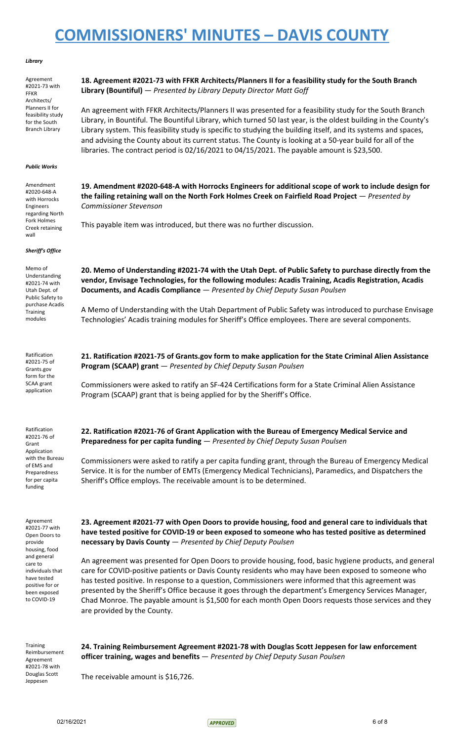# COMMISSIONERS' MINUTES – DAVIS COUNTY

***Library***

Agreement #2021-73 with FFKR Architects/ Planners II for feasibility study for the South Branch Library

**18. Agreement #2021-73 with FFKR Architects/Planners II for a feasibility study for the South Branch Library (Bountiful)** — *Presented by Library Deputy Director Matt Goff*

An agreement with FFKR Architects/Planners II was presented for a feasibility study for the South Branch Library, in Bountiful. The Bountiful Library, which turned 50 last year, is the oldest building in the County's Library system. This feasibility study is specific to studying the building itself, and its systems and spaces, and advising the County about its current status. The County is looking at a 50-year build for all of the libraries. The contract period is 02/16/2021 to 04/15/2021. The payable amount is $23,500.

***Public Works***

Amendment #2020-648-A with Horrocks Engineers regarding North Fork Holmes Creek retaining wall

**19. Amendment #2020-648-A with Horrocks Engineers for additional scope of work to include design for the failing retaining wall on the North Fork Holmes Creek on Fairfield Road Project** — *Presented by Commissioner Stevenson*

This payable item was introduced, but there was no further discussion.

***Sheriff's Office***

Memo of Understanding #2021-74 with Utah Dept. of Public Safety to purchase Acadis Training modules

**20. Memo of Understanding #2021-74 with the Utah Dept. of Public Safety to purchase directly from the vendor, Envisage Technologies, for the following modules: Acadis Training, Acadis Registration, Acadis Documents, and Acadis Compliance** — *Presented by Chief Deputy Susan Poulsen*

A Memo of Understanding with the Utah Department of Public Safety was introduced to purchase Envisage Technologies' Acadis training modules for Sheriff's Office employees. There are several components.

Ratification #2021-75 of Grants.gov form for the SCAA grant application

**21. Ratification #2021-75 of Grants.gov form to make application for the State Criminal Alien Assistance Program (SCAAP) grant** — *Presented by Chief Deputy Susan Poulsen*

Commissioners were asked to ratify an SF-424 Certifications form for a State Criminal Alien Assistance Program (SCAAP) grant that is being applied for by the Sheriff's Office.

Ratification #2021-76 of Grant Application with the Bureau of EMS and Preparedness for per capita funding

**22. Ratification #2021-76 of Grant Application with the Bureau of Emergency Medical Service and Preparedness for per capita funding** — *Presented by Chief Deputy Susan Poulsen*

Commissioners were asked to ratify a per capita funding grant, through the Bureau of Emergency Medical Service. It is for the number of EMTs (Emergency Medical Technicians), Paramedics, and Dispatchers the Sheriff's Office employs. The receivable amount is to be determined.

Agreement #2021-77 with Open Doors to provide housing, food and general care to individuals that have tested positive for or been exposed to COVID-19

**23. Agreement #2021-77 with Open Doors to provide housing, food and general care to individuals that have tested positive for COVID-19 or been exposed to someone who has tested positive as determined necessary by Davis County** — *Presented by Chief Deputy Poulsen*

An agreement was presented for Open Doors to provide housing, food, basic hygiene products, and general care for COVID-positive patients or Davis County residents who may have been exposed to someone who has tested positive. In response to a question, Commissioners were informed that this agreement was presented by the Sheriff's Office because it goes through the department's Emergency Services Manager, Chad Monroe. The payable amount is $1,500 for each month Open Doors requests those services and they are provided by the County.

Training Reimbursement Agreement #2021-78 with Douglas Scott Jeppesen

**24. Training Reimbursement Agreement #2021-78 with Douglas Scott Jeppesen for law enforcement officer training, wages and benefits** — *Presented by Chief Deputy Susan Poulsen*

The receivable amount is $16,726.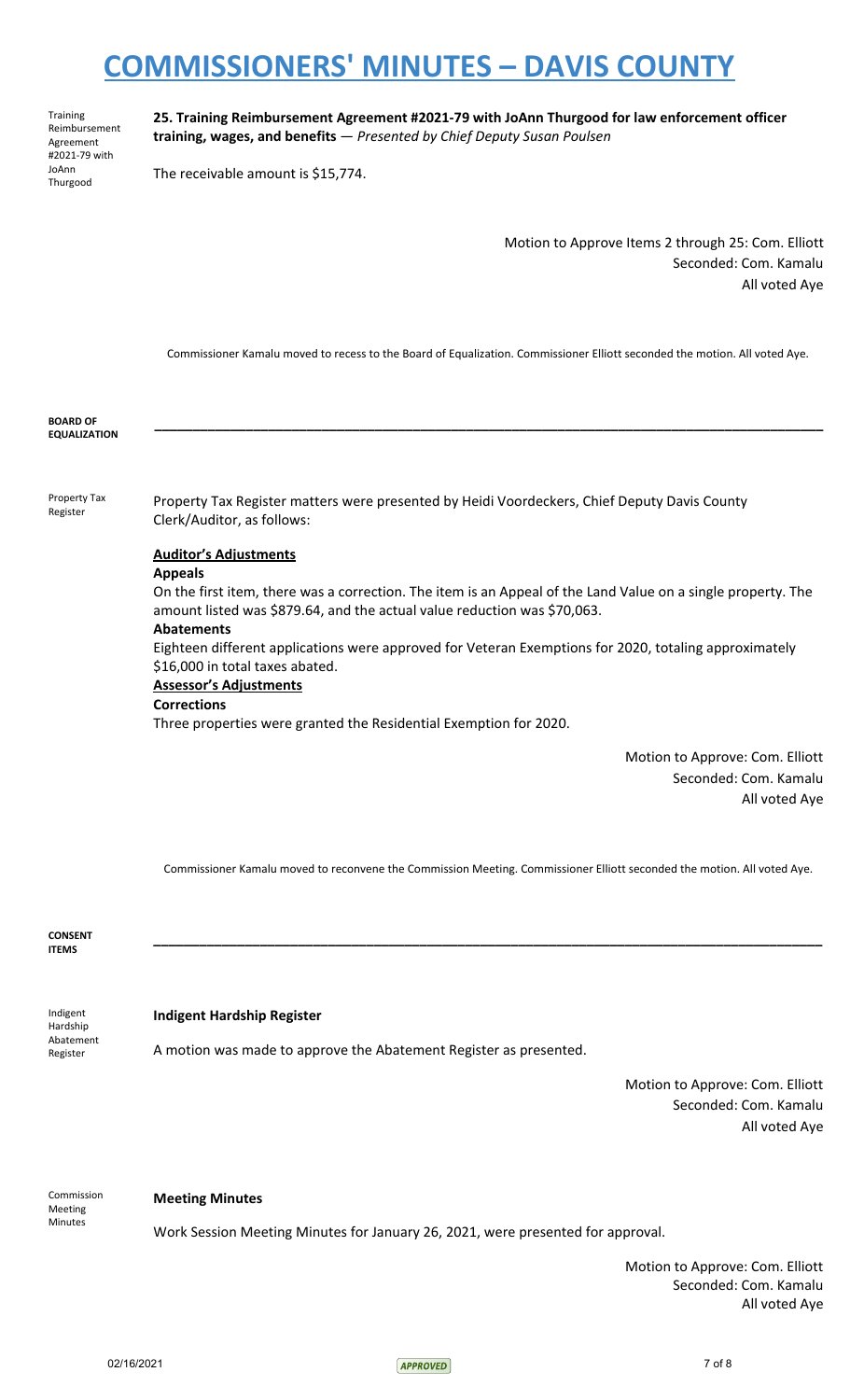Training Reimbursement Agreement #2021-79 with JoAnn Thurgood

**25. Training Reimbursement Agreement #2021-79 with JoAnn Thurgood for law enforcement officer training, wages, and benefits** — *Presented by Chief Deputy Susan Poulsen*

The receivable amount is $15,774.

Motion to Approve Items 2 through 25: Com. Elliott
Seconded: Com. Kamalu
All voted Aye

Commissioner Kamalu moved to recess to the Board of Equalization. Commissioner Elliott seconded the motion. All voted Aye.

**BOARD OF EQUALIZATION**

---

Property Tax Register

Property Tax Register matters were presented by Heidi Voordeckers, Chief Deputy Davis County Clerk/Auditor, as follows:

**Auditor's Adjustments**

**Appeals**

On the first item, there was a correction. The item is an Appeal of the Land Value on a single property. The amount listed was $879.64, and the actual value reduction was $70,063.

**Abatements**

Eighteen different applications were approved for Veteran Exemptions for 2020, totaling approximately $16,000 in total taxes abated.

**Assessor's Adjustments**

**Corrections**

Three properties were granted the Residential Exemption for 2020.

Motion to Approve: Com. Elliott
Seconded: Com. Kamalu
All voted Aye

Commissioner Kamalu moved to reconvene the Commission Meeting. Commissioner Elliott seconded the motion. All voted Aye.

**CONSENT ITEMS**

---

Indigent Hardship Abatement Register

**Indigent Hardship Register**

A motion was made to approve the Abatement Register as presented.

Motion to Approve: Com. Elliott
Seconded: Com. Kamalu
All voted Aye

Commission Meeting Minutes

**Meeting Minutes**

Work Session Meeting Minutes for January 26, 2021, were presented for approval.

Motion to Approve: Com. Elliott
Seconded: Com. Kamalu
All voted Aye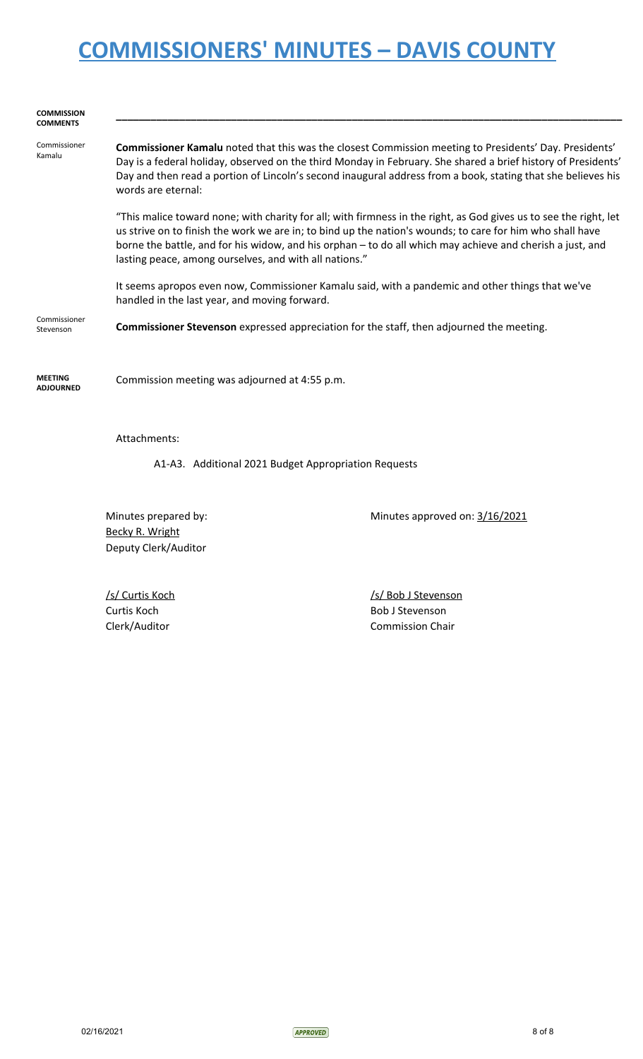**COMMISSION COMMENTS**

Commissioner Kamalu

**Commissioner Kamalu** noted that this was the closest Commission meeting to Presidents' Day. Presidents' Day is a federal holiday, observed on the third Monday in February. She shared a brief history of Presidents' Day and then read a portion of Lincoln's second inaugural address from a book, stating that she believes his words are eternal:

"This malice toward none; with charity for all; with firmness in the right, as God gives us to see the right, let us strive on to finish the work we are in; to bind up the nation's wounds; to care for him who shall have borne the battle, and for his widow, and his orphan – to do all which may achieve and cherish a just, and lasting peace, among ourselves, and with all nations."

It seems apropos even now, Commissioner Kamalu said, with a pandemic and other things that we've handled in the last year, and moving forward.

Commissioner Stevenson

**Commissioner Stevenson** expressed appreciation for the staff, then adjourned the meeting.

**MEETING ADJOURNED**

Commission meeting was adjourned at 4:55 p.m.

Attachments:

A1-A3. Additional 2021 Budget Appropriation Requests

Minutes prepared by:
Becky R. Wright
Deputy Clerk/Auditor

Minutes approved on: 3/16/2021

/s/ Curtis Koch
Curtis Koch
Clerk/Auditor

/s/ Bob J Stevenson
Bob J Stevenson
Commission Chair